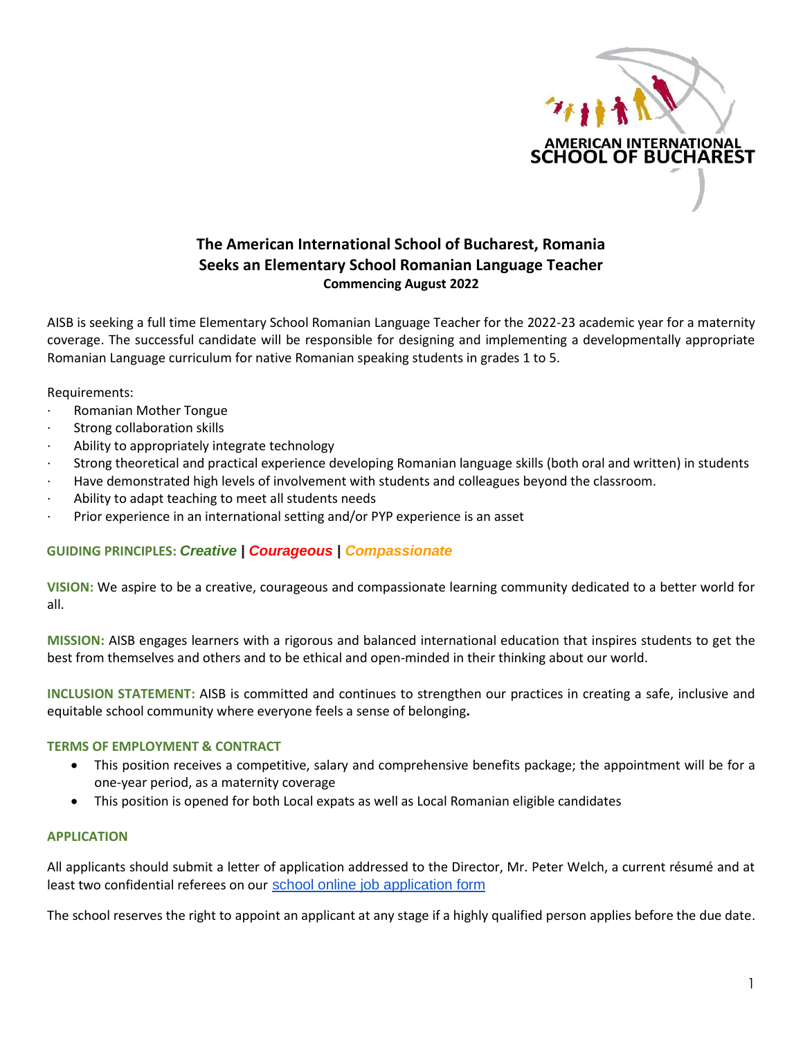# The American International School of Bucharest, Romania
## Seeks an Elementary School Romanian Language Teacher
### Commencing August 2022

AISB is seeking a full time Elementary School Romanian Language Teacher for the 2022-23 academic year for a maternity coverage. The successful candidate will be responsible for designing and implementing a developmentally appropriate Romanian Language curriculum for native Romanian speaking students in grades 1 to 5.

Requirements:

- Romanian Mother Tongue
- Strong collaboration skills
- Ability to appropriately integrate technology
- Strong theoretical and practical experience developing Romanian language skills (both oral and written) in students
- Have demonstrated high levels of involvement with students and colleagues beyond the classroom.
- Ability to adapt teaching to meet all students needs
- Prior experience in an international setting and/or PYP experience is an asset

**GUIDING PRINCIPLES:** ***Creative*** **|** ***Courageous*** **|** ***Compassionate***

**VISION:** We aspire to be a creative, courageous and compassionate learning community dedicated to a better world for all.

**MISSION:** AISB engages learners with a rigorous and balanced international education that inspires students to get the best from themselves and others and to be ethical and open-minded in their thinking about our world.

**INCLUSION STATEMENT:** AISB is committed and continues to strengthen our practices in creating a safe, inclusive and equitable school community where everyone feels a sense of belonging**.**

**TERMS OF EMPLOYMENT & CONTRACT**

- This position receives a competitive, salary and comprehensive benefits package; the appointment will be for a one-year period, as a maternity coverage
- This position is opened for both Local expats as well as Local Romanian eligible candidates

**APPLICATION**

All applicants should submit a letter of application addressed to the Director, Mr. Peter Welch, a current résumé and at least two confidential referees on our school online job application form

The school reserves the right to appoint an applicant at any stage if a highly qualified person applies before the due date.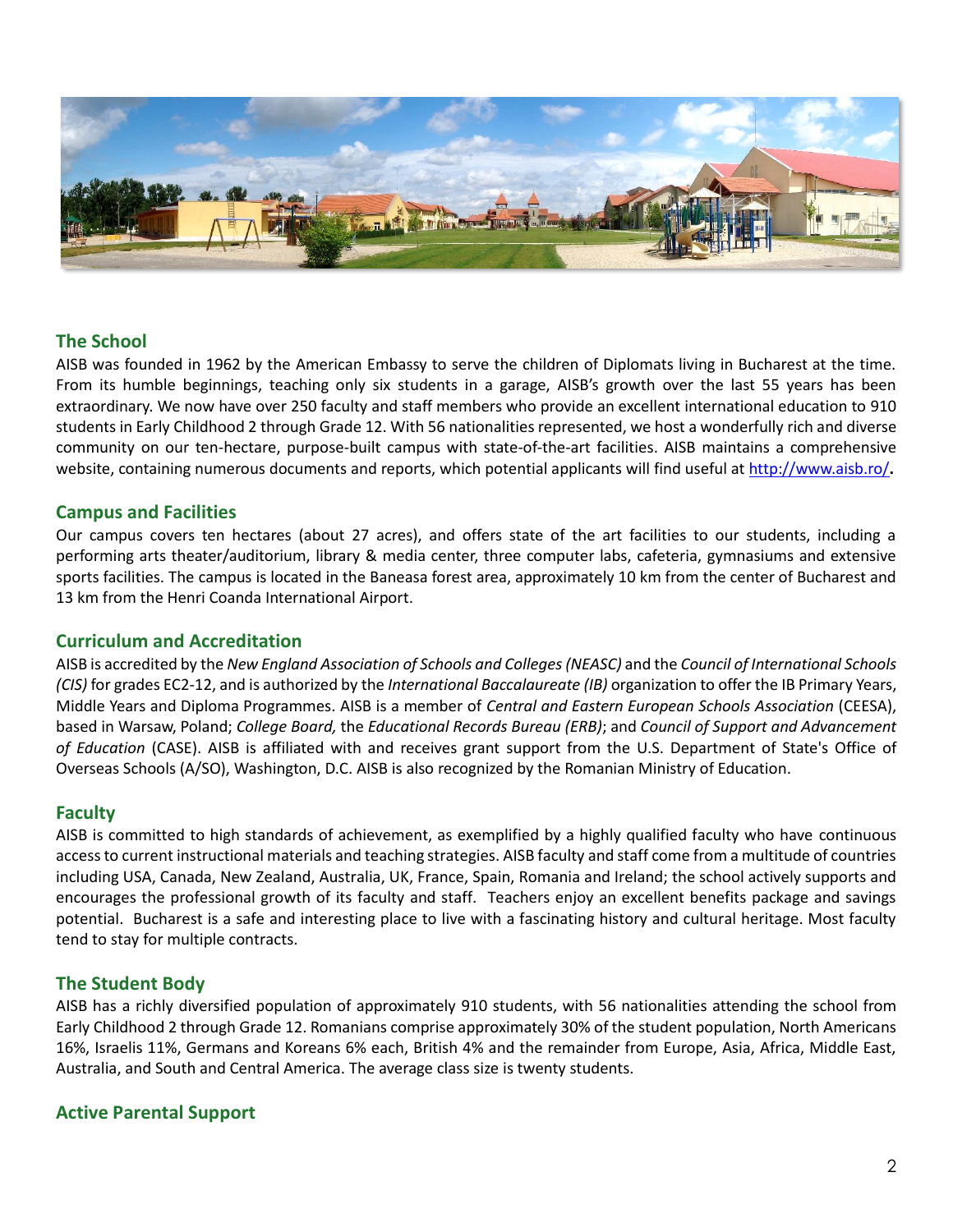## The School

AISB was founded in 1962 by the American Embassy to serve the children of Diplomats living in Bucharest at the time. From its humble beginnings, teaching only six students in a garage, AISB's growth over the last 55 years has been extraordinary. We now have over 250 faculty and staff members who provide an excellent international education to 910 students in Early Childhood 2 through Grade 12. With 56 nationalities represented, we host a wonderfully rich and diverse community on our ten-hectare, purpose-built campus with state-of-the-art facilities. AISB maintains a comprehensive website, containing numerous documents and reports, which potential applicants will find useful at http://www.aisb.ro/.

## Campus and Facilities

Our campus covers ten hectares (about 27 acres), and offers state of the art facilities to our students, including a performing arts theater/auditorium, library & media center, three computer labs, cafeteria, gymnasiums and extensive sports facilities. The campus is located in the Baneasa forest area, approximately 10 km from the center of Bucharest and 13 km from the Henri Coanda International Airport.

## Curriculum and Accreditation

AISB is accredited by the *New England Association of Schools and Colleges (NEASC)* and the *Council of International Schools (CIS)* for grades EC2-12, and is authorized by the *International Baccalaureate (IB)* organization to offer the IB Primary Years, Middle Years and Diploma Programmes. AISB is a member of *Central and Eastern European Schools Association* (CEESA), based in Warsaw, Poland; *College Board,* the *Educational Records Bureau (ERB)*; and *Council of Support and Advancement of Education* (CASE). AISB is affiliated with and receives grant support from the U.S. Department of State's Office of Overseas Schools (A/SO), Washington, D.C. AISB is also recognized by the Romanian Ministry of Education.

## Faculty

AISB is committed to high standards of achievement, as exemplified by a highly qualified faculty who have continuous access to current instructional materials and teaching strategies. AISB faculty and staff come from a multitude of countries including USA, Canada, New Zealand, Australia, UK, France, Spain, Romania and Ireland; the school actively supports and encourages the professional growth of its faculty and staff. Teachers enjoy an excellent benefits package and savings potential. Bucharest is a safe and interesting place to live with a fascinating history and cultural heritage. Most faculty tend to stay for multiple contracts.

## The Student Body

AISB has a richly diversified population of approximately 910 students, with 56 nationalities attending the school from Early Childhood 2 through Grade 12. Romanians comprise approximately 30% of the student population, North Americans 16%, Israelis 11%, Germans and Koreans 6% each, British 4% and the remainder from Europe, Asia, Africa, Middle East, Australia, and South and Central America. The average class size is twenty students.

## Active Parental Support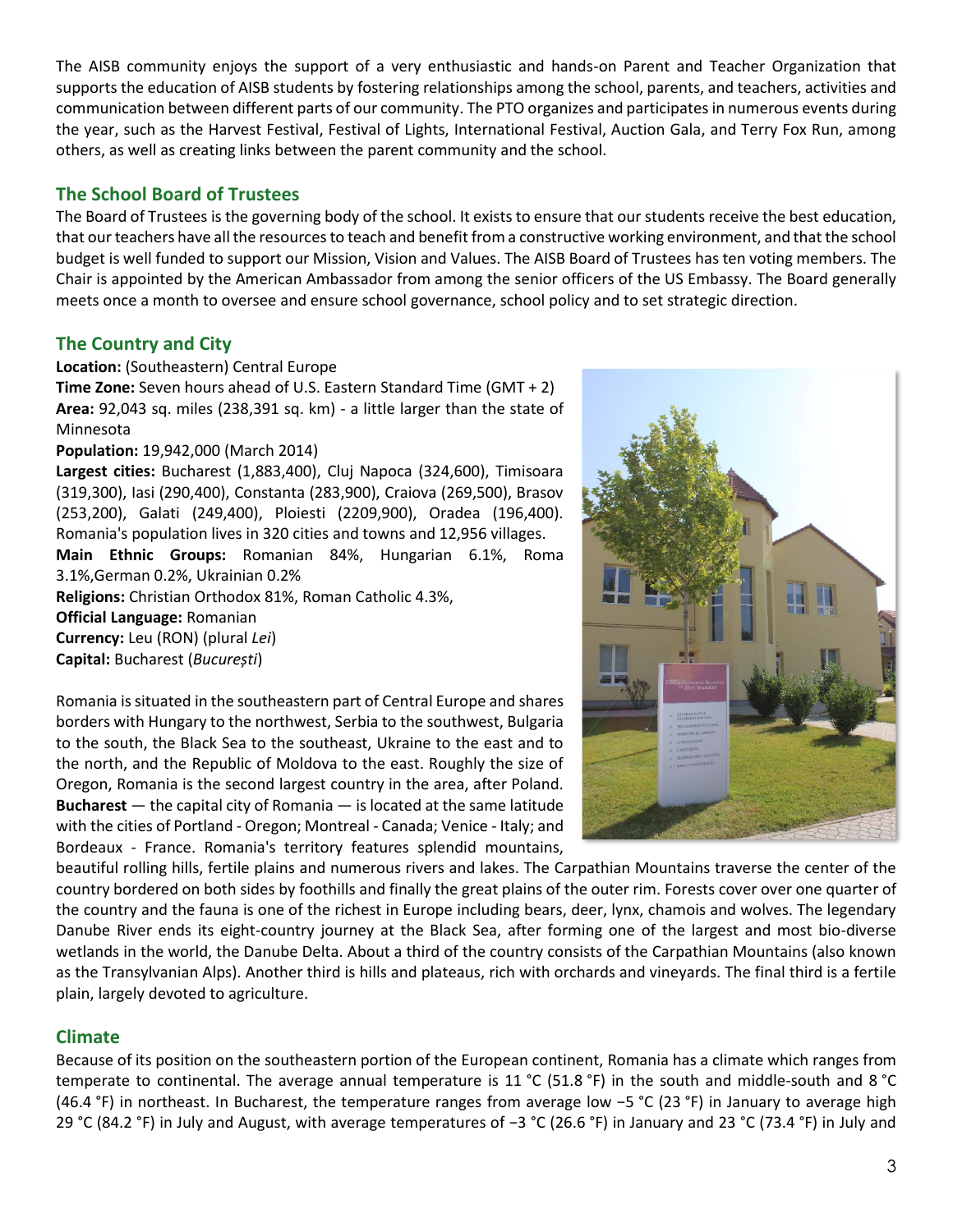The AISB community enjoys the support of a very enthusiastic and hands-on Parent and Teacher Organization that supports the education of AISB students by fostering relationships among the school, parents, and teachers, activities and communication between different parts of our community. The PTO organizes and participates in numerous events during the year, such as the Harvest Festival, Festival of Lights, International Festival, Auction Gala, and Terry Fox Run, among others, as well as creating links between the parent community and the school.

## The School Board of Trustees

The Board of Trustees is the governing body of the school. It exists to ensure that our students receive the best education, that our teachers have all the resources to teach and benefit from a constructive working environment, and that the school budget is well funded to support our Mission, Vision and Values. The AISB Board of Trustees has ten voting members. The Chair is appointed by the American Ambassador from among the senior officers of the US Embassy. The Board generally meets once a month to oversee and ensure school governance, school policy and to set strategic direction.

## The Country and City

**Location:** (Southeastern) Central Europe
**Time Zone:** Seven hours ahead of U.S. Eastern Standard Time (GMT + 2)
**Area:** 92,043 sq. miles (238,391 sq. km) - a little larger than the state of Minnesota
**Population:** 19,942,000 (March 2014)
**Largest cities:** Bucharest (1,883,400), Cluj Napoca (324,600), Timisoara (319,300), Iasi (290,400), Constanta (283,900), Craiova (269,500), Brasov (253,200), Galati (249,400), Ploiesti (2209,900), Oradea (196,400). Romania's population lives in 320 cities and towns and 12,956 villages.
**Main Ethnic Groups:** Romanian 84%, Hungarian 6.1%, Roma 3.1%,German 0.2%, Ukrainian 0.2%
**Religions:** Christian Orthodox 81%, Roman Catholic 4.3%,
**Official Language:** Romanian
**Currency:** Leu (RON) (plural *Lei*)
**Capital:** Bucharest (*București*)

Romania is situated in the southeastern part of Central Europe and shares borders with Hungary to the northwest, Serbia to the southwest, Bulgaria to the south, the Black Sea to the southeast, Ukraine to the east and to the north, and the Republic of Moldova to the east. Roughly the size of Oregon, Romania is the second largest country in the area, after Poland. **Bucharest** — the capital city of Romania — is located at the same latitude with the cities of Portland - Oregon; Montreal - Canada; Venice - Italy; and Bordeaux - France. Romania's territory features splendid mountains, beautiful rolling hills, fertile plains and numerous rivers and lakes. The Carpathian Mountains traverse the center of the country bordered on both sides by foothills and finally the great plains of the outer rim. Forests cover over one quarter of the country and the fauna is one of the richest in Europe including bears, deer, lynx, chamois and wolves. The legendary Danube River ends its eight-country journey at the Black Sea, after forming one of the largest and most bio-diverse wetlands in the world, the Danube Delta. About a third of the country consists of the Carpathian Mountains (also known as the Transylvanian Alps). Another third is hills and plateaus, rich with orchards and vineyards. The final third is a fertile plain, largely devoted to agriculture.

## Climate

Because of its position on the southeastern portion of the European continent, Romania has a climate which ranges from temperate to continental. The average annual temperature is 11 °C (51.8 °F) in the south and middle-south and 8 °C (46.4 °F) in northeast. In Bucharest, the temperature ranges from average low −5 °C (23 °F) in January to average high 29 °C (84.2 °F) in July and August, with average temperatures of −3 °C (26.6 °F) in January and 23 °C (73.4 °F) in July and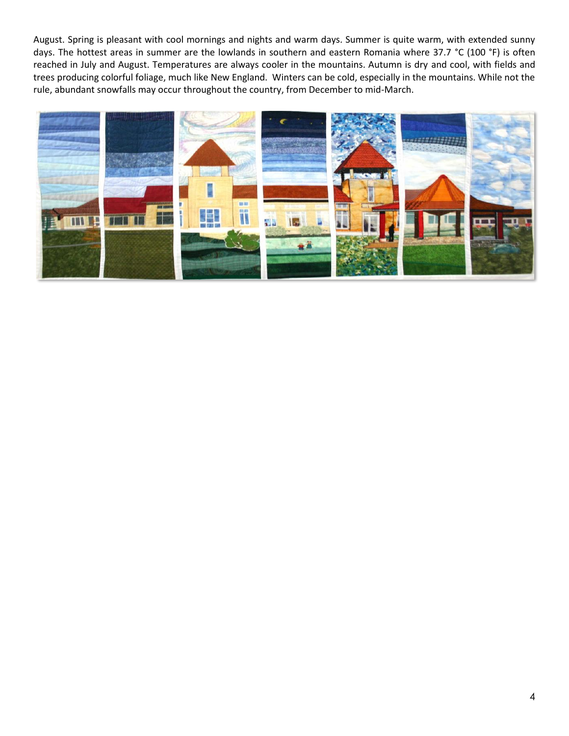August. Spring is pleasant with cool mornings and nights and warm days. Summer is quite warm, with extended sunny days. The hottest areas in summer are the lowlands in southern and eastern Romania where 37.7 °C (100 °F) is often reached in July and August. Temperatures are always cooler in the mountains. Autumn is dry and cool, with fields and trees producing colorful foliage, much like New England.  Winters can be cold, especially in the mountains. While not the rule, abundant snowfalls may occur throughout the country, from December to mid-March.